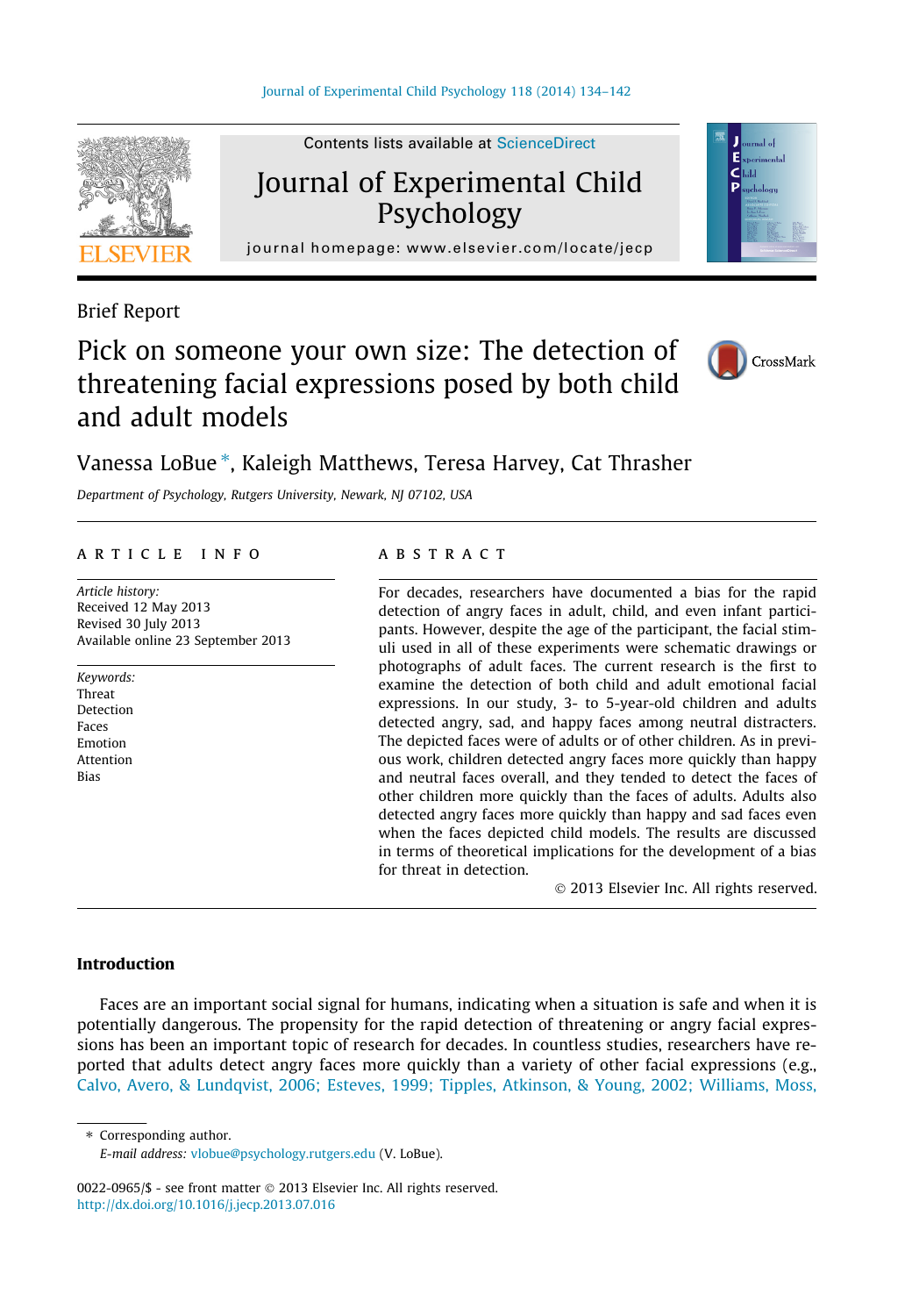Brief Report

# Pick on someone your own size: The detection of threatening facial expressions posed by both child and adult models

Vanessa LoBue*, Kaleigh Matthews, Teresa Harvey, Cat Thrasher

*Department of Psychology, Rutgers University, Newark, NJ 07102, USA*

## ARTICLE INFO

*Article history:*
Received 12 May 2013
Revised 30 July 2013
Available online 23 September 2013

*Keywords:*
Threat
Detection
Faces
Emotion
Attention
Bias

## ABSTRACT

For decades, researchers have documented a bias for the rapid detection of angry faces in adult, child, and even infant participants. However, despite the age of the participant, the facial stimuli used in all of these experiments were schematic drawings or photographs of adult faces. The current research is the first to examine the detection of both child and adult emotional facial expressions. In our study, 3- to 5-year-old children and adults detected angry, sad, and happy faces among neutral distracters. The depicted faces were of adults or of other children. As in previous work, children detected angry faces more quickly than happy and neutral faces overall, and they tended to detect the faces of other children more quickly than the faces of adults. Adults also detected angry faces more quickly than happy and sad faces even when the faces depicted child models. The results are discussed in terms of theoretical implications for the development of a bias for threat in detection.

© 2013 Elsevier Inc. All rights reserved.

## Introduction

Faces are an important social signal for humans, indicating when a situation is safe and when it is potentially dangerous. The propensity for the rapid detection of threatening or angry facial expressions has been an important topic of research for decades. In countless studies, researchers have reported that adults detect angry faces more quickly than a variety of other facial expressions (e.g., Calvo, Avero, & Lundqvist, 2006; Esteves, 1999; Tipples, Atkinson, & Young, 2002; Williams, Moss,

* Corresponding author.
*E-mail address:* vlobue@psychology.rutgers.edu (V. LoBue).

0022-0965/$ - see front matter © 2013 Elsevier Inc. All rights reserved.
http://dx.doi.org/10.1016/j.jecp.2013.07.016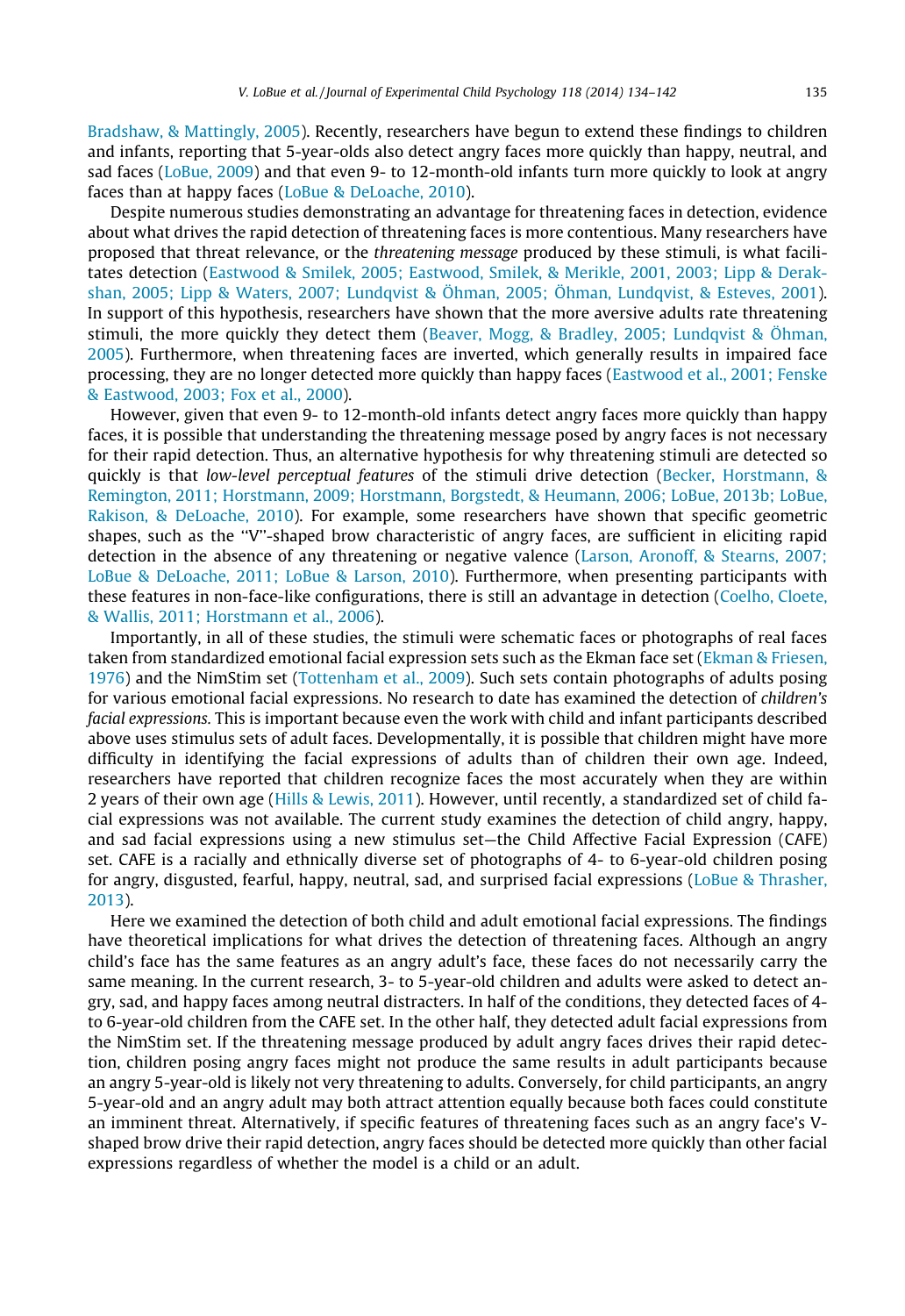Bradshaw, & Mattingly, 2005). Recently, researchers have begun to extend these findings to children and infants, reporting that 5-year-olds also detect angry faces more quickly than happy, neutral, and sad faces (LoBue, 2009) and that even 9- to 12-month-old infants turn more quickly to look at angry faces than at happy faces (LoBue & DeLoache, 2010).

Despite numerous studies demonstrating an advantage for threatening faces in detection, evidence about what drives the rapid detection of threatening faces is more contentious. Many researchers have proposed that threat relevance, or the *threatening message* produced by these stimuli, is what facilitates detection (Eastwood & Smilek, 2005; Eastwood, Smilek, & Merikle, 2001, 2003; Lipp & Derakshan, 2005; Lipp & Waters, 2007; Lundqvist & Öhman, 2005; Öhman, Lundqvist, & Esteves, 2001). In support of this hypothesis, researchers have shown that the more aversive adults rate threatening stimuli, the more quickly they detect them (Beaver, Mogg, & Bradley, 2005; Lundqvist & Öhman, 2005). Furthermore, when threatening faces are inverted, which generally results in impaired face processing, they are no longer detected more quickly than happy faces (Eastwood et al., 2001; Fenske & Eastwood, 2003; Fox et al., 2000).

However, given that even 9- to 12-month-old infants detect angry faces more quickly than happy faces, it is possible that understanding the threatening message posed by angry faces is not necessary for their rapid detection. Thus, an alternative hypothesis for why threatening stimuli are detected so quickly is that *low-level perceptual features* of the stimuli drive detection (Becker, Horstmann, & Remington, 2011; Horstmann, 2009; Horstmann, Borgstedt, & Heumann, 2006; LoBue, 2013b; LoBue, Rakison, & DeLoache, 2010). For example, some researchers have shown that specific geometric shapes, such as the "V"-shaped brow characteristic of angry faces, are sufficient in eliciting rapid detection in the absence of any threatening or negative valence (Larson, Aronoff, & Stearns, 2007; LoBue & DeLoache, 2011; LoBue & Larson, 2010). Furthermore, when presenting participants with these features in non-face-like configurations, there is still an advantage in detection (Coelho, Cloete, & Wallis, 2011; Horstmann et al., 2006).

Importantly, in all of these studies, the stimuli were schematic faces or photographs of real faces taken from standardized emotional facial expression sets such as the Ekman face set (Ekman & Friesen, 1976) and the NimStim set (Tottenham et al., 2009). Such sets contain photographs of adults posing for various emotional facial expressions. No research to date has examined the detection of *children's facial expressions*. This is important because even the work with child and infant participants described above uses stimulus sets of adult faces. Developmentally, it is possible that children might have more difficulty in identifying the facial expressions of adults than of children their own age. Indeed, researchers have reported that children recognize faces the most accurately when they are within 2 years of their own age (Hills & Lewis, 2011). However, until recently, a standardized set of child facial expressions was not available. The current study examines the detection of child angry, happy, and sad facial expressions using a new stimulus set—the Child Affective Facial Expression (CAFE) set. CAFE is a racially and ethnically diverse set of photographs of 4- to 6-year-old children posing for angry, disgusted, fearful, happy, neutral, sad, and surprised facial expressions (LoBue & Thrasher, 2013).

Here we examined the detection of both child and adult emotional facial expressions. The findings have theoretical implications for what drives the detection of threatening faces. Although an angry child's face has the same features as an angry adult's face, these faces do not necessarily carry the same meaning. In the current research, 3- to 5-year-old children and adults were asked to detect angry, sad, and happy faces among neutral distracters. In half of the conditions, they detected faces of 4- to 6-year-old children from the CAFE set. In the other half, they detected adult facial expressions from the NimStim set. If the threatening message produced by adult angry faces drives their rapid detection, children posing angry faces might not produce the same results in adult participants because an angry 5-year-old is likely not very threatening to adults. Conversely, for child participants, an angry 5-year-old and an angry adult may both attract attention equally because both faces could constitute an imminent threat. Alternatively, if specific features of threatening faces such as an angry face's V-shaped brow drive their rapid detection, angry faces should be detected more quickly than other facial expressions regardless of whether the model is a child or an adult.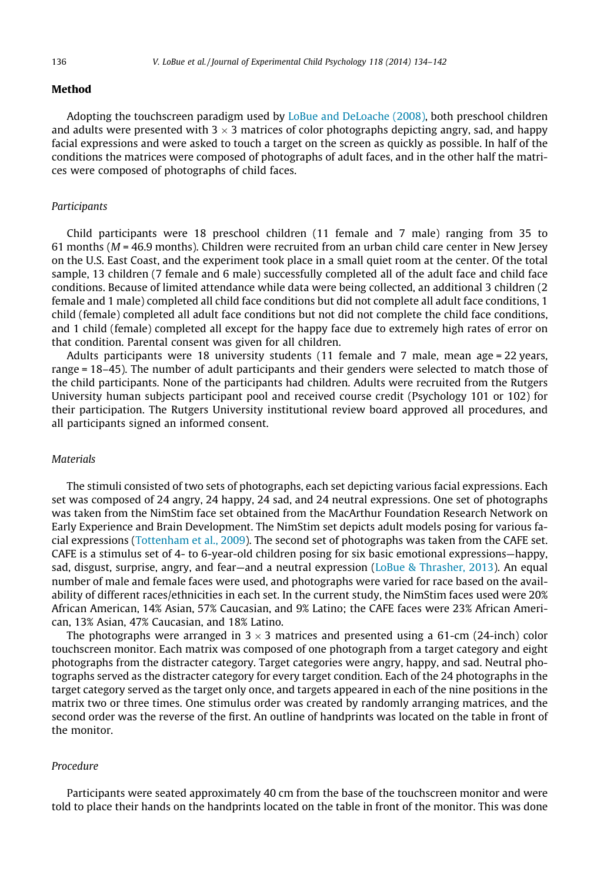## Method

Adopting the touchscreen paradigm used by LoBue and DeLoache (2008), both preschool children and adults were presented with $3 \times 3$ matrices of color photographs depicting angry, sad, and happy facial expressions and were asked to touch a target on the screen as quickly as possible. In half of the conditions the matrices were composed of photographs of adult faces, and in the other half the matrices were composed of photographs of child faces.

### *Participants*

Child participants were 18 preschool children (11 female and 7 male) ranging from 35 to 61 months (*M* = 46.9 months). Children were recruited from an urban child care center in New Jersey on the U.S. East Coast, and the experiment took place in a small quiet room at the center. Of the total sample, 13 children (7 female and 6 male) successfully completed all of the adult face and child face conditions. Because of limited attendance while data were being collected, an additional 3 children (2 female and 1 male) completed all child face conditions but did not complete all adult face conditions, 1 child (female) completed all adult face conditions but not did not complete the child face conditions, and 1 child (female) completed all except for the happy face due to extremely high rates of error on that condition. Parental consent was given for all children.

Adults participants were 18 university students (11 female and 7 male, mean age = 22 years, range = 18–45). The number of adult participants and their genders were selected to match those of the child participants. None of the participants had children. Adults were recruited from the Rutgers University human subjects participant pool and received course credit (Psychology 101 or 102) for their participation. The Rutgers University institutional review board approved all procedures, and all participants signed an informed consent.

### *Materials*

The stimuli consisted of two sets of photographs, each set depicting various facial expressions. Each set was composed of 24 angry, 24 happy, 24 sad, and 24 neutral expressions. One set of photographs was taken from the NimStim face set obtained from the MacArthur Foundation Research Network on Early Experience and Brain Development. The NimStim set depicts adult models posing for various facial expressions (Tottenham et al., 2009). The second set of photographs was taken from the CAFE set. CAFE is a stimulus set of 4- to 6-year-old children posing for six basic emotional expressions—happy, sad, disgust, surprise, angry, and fear—and a neutral expression (LoBue & Thrasher, 2013). An equal number of male and female faces were used, and photographs were varied for race based on the availability of different races/ethnicities in each set. In the current study, the NimStim faces used were 20% African American, 14% Asian, 57% Caucasian, and 9% Latino; the CAFE faces were 23% African American, 13% Asian, 47% Caucasian, and 18% Latino.

The photographs were arranged in $3 \times 3$ matrices and presented using a 61-cm (24-inch) color touchscreen monitor. Each matrix was composed of one photograph from a target category and eight photographs from the distracter category. Target categories were angry, happy, and sad. Neutral photographs served as the distracter category for every target condition. Each of the 24 photographs in the target category served as the target only once, and targets appeared in each of the nine positions in the matrix two or three times. One stimulus order was created by randomly arranging matrices, and the second order was the reverse of the first. An outline of handprints was located on the table in front of the monitor.

### *Procedure*

Participants were seated approximately 40 cm from the base of the touchscreen monitor and were told to place their hands on the handprints located on the table in front of the monitor. This was done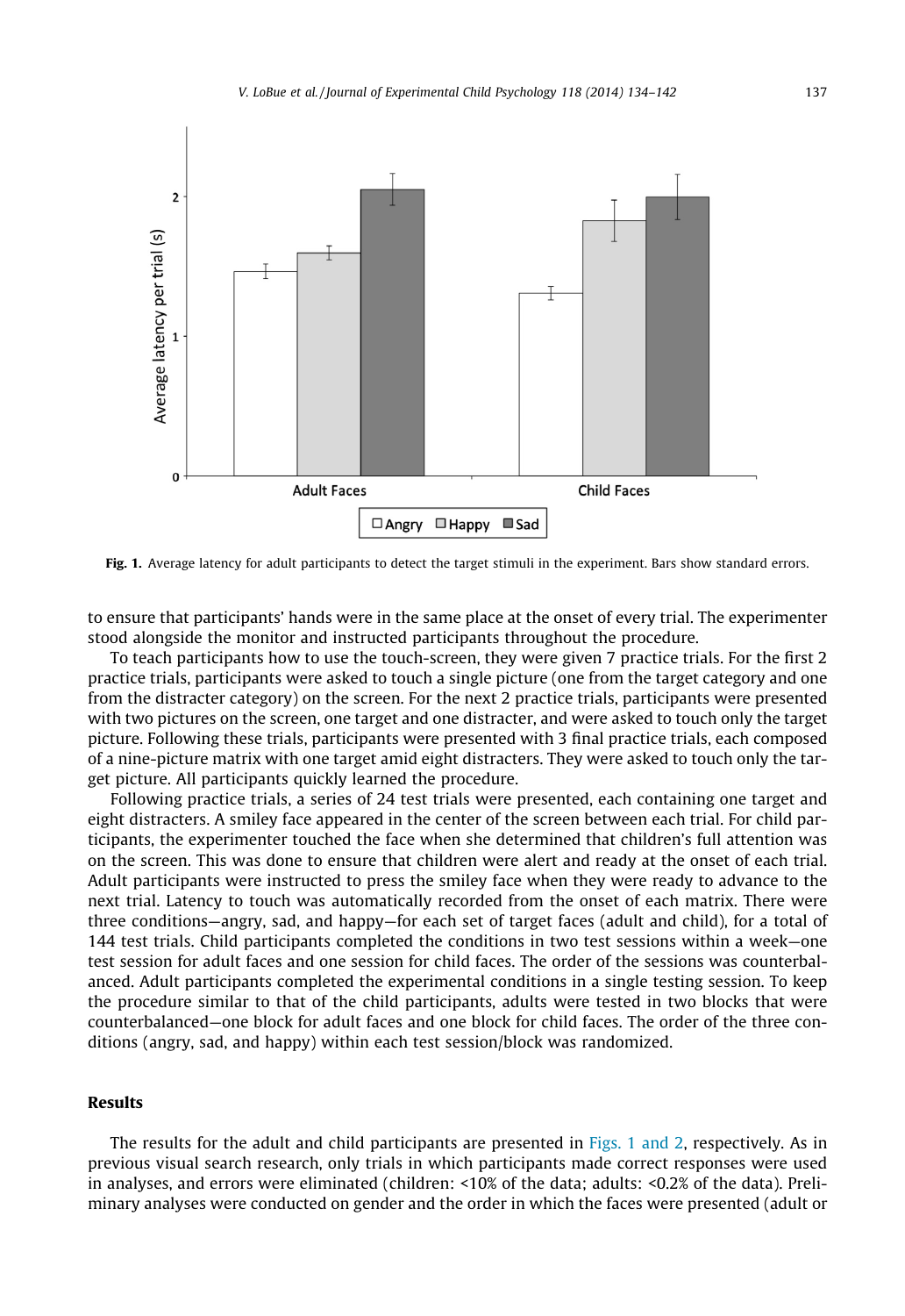Average latency per trial (s)

2

1

0

Adult Faces

Child Faces

Angry Happy Sad

**Fig. 1.** Average latency for adult participants to detect the target stimuli in the experiment. Bars show standard errors.

to ensure that participants' hands were in the same place at the onset of every trial. The experimenter stood alongside the monitor and instructed participants throughout the procedure.

To teach participants how to use the touch-screen, they were given 7 practice trials. For the first 2 practice trials, participants were asked to touch a single picture (one from the target category and one from the distracter category) on the screen. For the next 2 practice trials, participants were presented with two pictures on the screen, one target and one distracter, and were asked to touch only the target picture. Following these trials, participants were presented with 3 final practice trials, each composed of a nine-picture matrix with one target amid eight distracters. They were asked to touch only the target picture. All participants quickly learned the procedure.

Following practice trials, a series of 24 test trials were presented, each containing one target and eight distracters. A smiley face appeared in the center of the screen between each trial. For child participants, the experimenter touched the face when she determined that children's full attention was on the screen. This was done to ensure that children were alert and ready at the onset of each trial. Adult participants were instructed to press the smiley face when they were ready to advance to the next trial. Latency to touch was automatically recorded from the onset of each matrix. There were three conditions—angry, sad, and happy—for each set of target faces (adult and child), for a total of 144 test trials. Child participants completed the conditions in two test sessions within a week—one test session for adult faces and one session for child faces. The order of the sessions was counterbalanced. Adult participants completed the experimental conditions in a single testing session. To keep the procedure similar to that of the child participants, adults were tested in two blocks that were counterbalanced—one block for adult faces and one block for child faces. The order of the three conditions (angry, sad, and happy) within each test session/block was randomized.

## Results

The results for the adult and child participants are presented in Figs. 1 and 2, respectively. As in previous visual search research, only trials in which participants made correct responses were used in analyses, and errors were eliminated (children: <10% of the data; adults: <0.2% of the data). Preliminary analyses were conducted on gender and the order in which the faces were presented (adult or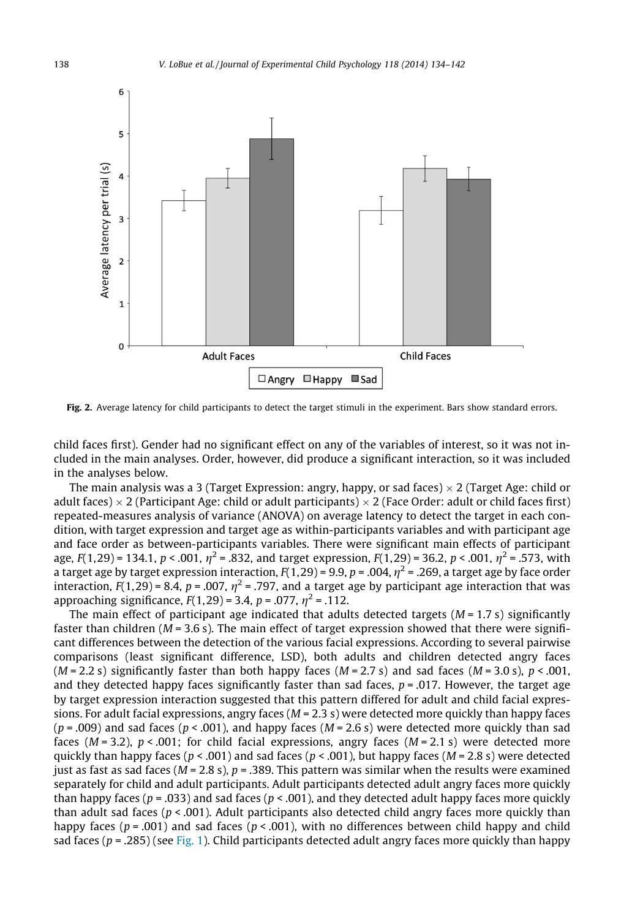Fig. 2. Average latency for child participants to detect the target stimuli in the experiment. Bars show standard errors.

child faces first). Gender had no significant effect on any of the variables of interest, so it was not included in the main analyses. Order, however, did produce a significant interaction, so it was included in the analyses below.

The main analysis was a 3 (Target Expression: angry, happy, or sad faces) × 2 (Target Age: child or adult faces) × 2 (Participant Age: child or adult participants) × 2 (Face Order: adult or child faces first) repeated-measures analysis of variance (ANOVA) on average latency to detect the target in each condition, with target expression and target age as within-participants variables and with participant age and face order as between-participants variables. There were significant main effects of participant age, $F(1,29) = 134.1$, $p < .001$, $\eta^2 = .832$, and target expression, $F(1,29) = 36.2$, $p < .001$, $\eta^2 = .573$, with a target age by target expression interaction, $F(1,29) = 9.9$, $p = .004$, $\eta^2 = .269$, a target age by face order interaction, $F(1,29) = 8.4$, $p = .007$, $\eta^2 = .797$, and a target age by participant age interaction that was approaching significance, $F(1,29) = 3.4$, $p = .077$, $\eta^2 = .112$.

The main effect of participant age indicated that adults detected targets ($M = 1.7$ s) significantly faster than children ($M = 3.6$ s). The main effect of target expression showed that there were significant differences between the detection of the various facial expressions. According to several pairwise comparisons (least significant difference, LSD), both adults and children detected angry faces ($M = 2.2$ s) significantly faster than both happy faces ($M = 2.7$ s) and sad faces ($M = 3.0$ s), $p < .001$, and they detected happy faces significantly faster than sad faces, $p = .017$. However, the target age by target expression interaction suggested that this pattern differed for adult and child facial expressions. For adult facial expressions, angry faces ($M = 2.3$ s) were detected more quickly than happy faces ($p = .009$) and sad faces ($p < .001$), and happy faces ($M = 2.6$ s) were detected more quickly than sad faces ($M = 3.2$), $p < .001$; for child facial expressions, angry faces ($M = 2.1$ s) were detected more quickly than happy faces ($p < .001$) and sad faces ($p < .001$), but happy faces ($M = 2.8$ s) were detected just as fast as sad faces ($M = 2.8$ s), $p = .389$. This pattern was similar when the results were examined separately for child and adult participants. Adult participants detected adult angry faces more quickly than happy faces ($p = .033$) and sad faces ($p < .001$), and they detected adult happy faces more quickly than adult sad faces ($p < .001$). Adult participants also detected child angry faces more quickly than happy faces ($p = .001$) and sad faces ($p < .001$), with no differences between child happy and child sad faces ($p = .285$) (see Fig. 1). Child participants detected adult angry faces more quickly than happy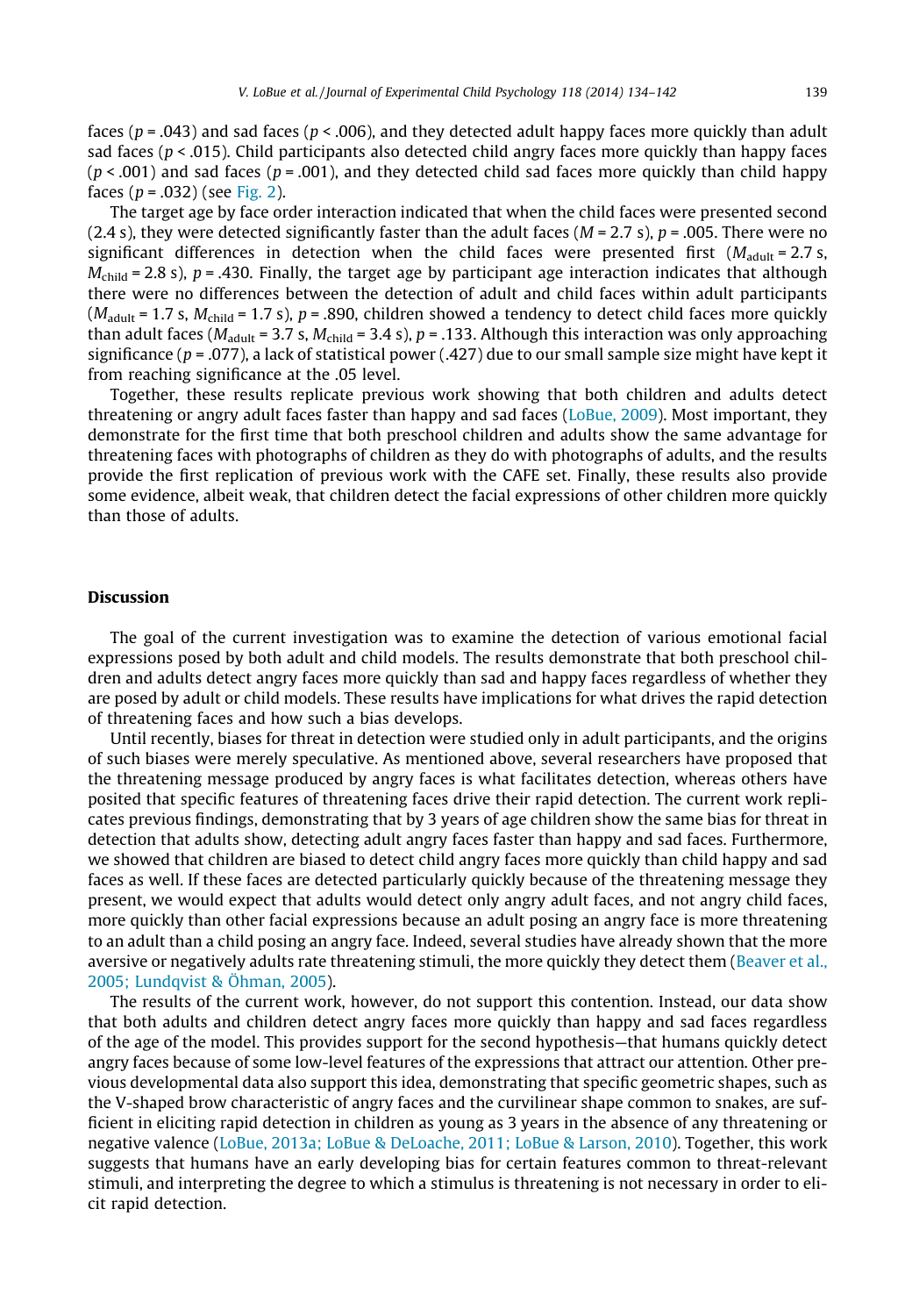faces ($p = .043$) and sad faces ($p < .006$), and they detected adult happy faces more quickly than adult sad faces ($p < .015$). Child participants also detected child angry faces more quickly than happy faces ($p < .001$) and sad faces ($p = .001$), and they detected child sad faces more quickly than child happy faces ($p = .032$) (see Fig. 2).

The target age by face order interaction indicated that when the child faces were presented second (2.4 s), they were detected significantly faster than the adult faces ($M = 2.7$ s), $p = .005$. There were no significant differences in detection when the child faces were presented first ($M_{\text{adult}} = 2.7$ s, $M_{\text{child}} = 2.8$ s), $p = .430$. Finally, the target age by participant age interaction indicates that although there were no differences between the detection of adult and child faces within adult participants ($M_{\text{adult}} = 1.7$ s, $M_{\text{child}} = 1.7$ s), $p = .890$, children showed a tendency to detect child faces more quickly than adult faces ($M_{\text{adult}} = 3.7$ s, $M_{\text{child}} = 3.4$ s), $p = .133$. Although this interaction was only approaching significance ($p = .077$), a lack of statistical power (.427) due to our small sample size might have kept it from reaching significance at the .05 level.

Together, these results replicate previous work showing that both children and adults detect threatening or angry adult faces faster than happy and sad faces (LoBue, 2009). Most important, they demonstrate for the first time that both preschool children and adults show the same advantage for threatening faces with photographs of children as they do with photographs of adults, and the results provide the first replication of previous work with the CAFE set. Finally, these results also provide some evidence, albeit weak, that children detect the facial expressions of other children more quickly than those of adults.

## Discussion

The goal of the current investigation was to examine the detection of various emotional facial expressions posed by both adult and child models. The results demonstrate that both preschool children and adults detect angry faces more quickly than sad and happy faces regardless of whether they are posed by adult or child models. These results have implications for what drives the rapid detection of threatening faces and how such a bias develops.

Until recently, biases for threat in detection were studied only in adult participants, and the origins of such biases were merely speculative. As mentioned above, several researchers have proposed that the threatening message produced by angry faces is what facilitates detection, whereas others have posited that specific features of threatening faces drive their rapid detection. The current work replicates previous findings, demonstrating that by 3 years of age children show the same bias for threat in detection that adults show, detecting adult angry faces faster than happy and sad faces. Furthermore, we showed that children are biased to detect child angry faces more quickly than child happy and sad faces as well. If these faces are detected particularly quickly because of the threatening message they present, we would expect that adults would detect only angry adult faces, and not angry child faces, more quickly than other facial expressions because an adult posing an angry face is more threatening to an adult than a child posing an angry face. Indeed, several studies have already shown that the more aversive or negatively adults rate threatening stimuli, the more quickly they detect them (Beaver et al., 2005; Lundqvist & Öhman, 2005).

The results of the current work, however, do not support this contention. Instead, our data show that both adults and children detect angry faces more quickly than happy and sad faces regardless of the age of the model. This provides support for the second hypothesis—that humans quickly detect angry faces because of some low-level features of the expressions that attract our attention. Other previous developmental data also support this idea, demonstrating that specific geometric shapes, such as the V-shaped brow characteristic of angry faces and the curvilinear shape common to snakes, are sufficient in eliciting rapid detection in children as young as 3 years in the absence of any threatening or negative valence (LoBue, 2013a; LoBue & DeLoache, 2011; LoBue & Larson, 2010). Together, this work suggests that humans have an early developing bias for certain features common to threat-relevant stimuli, and interpreting the degree to which a stimulus is threatening is not necessary in order to elicit rapid detection.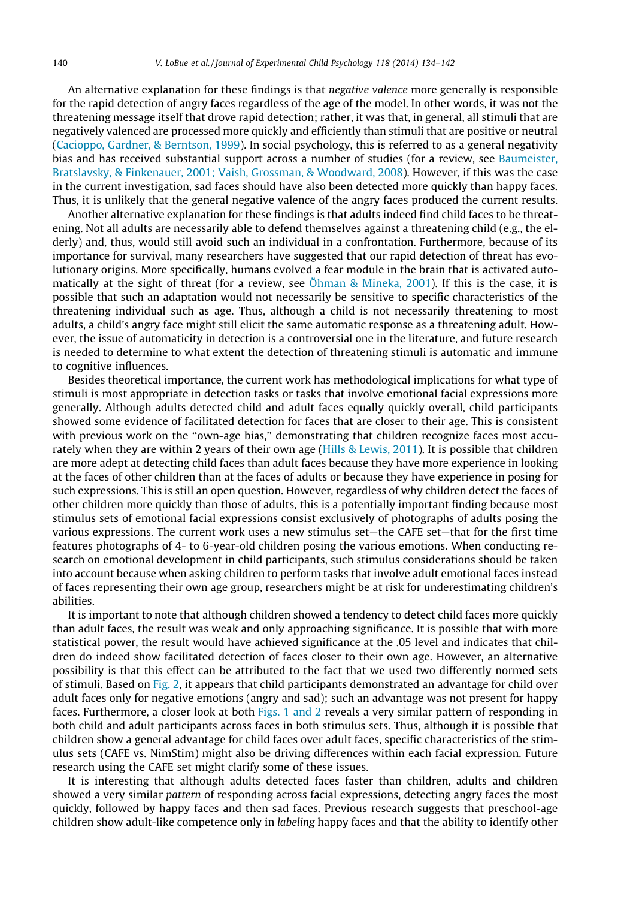An alternative explanation for these findings is that *negative valence* more generally is responsible for the rapid detection of angry faces regardless of the age of the model. In other words, it was not the threatening message itself that drove rapid detection; rather, it was that, in general, all stimuli that are negatively valenced are processed more quickly and efficiently than stimuli that are positive or neutral (Cacioppo, Gardner, & Berntson, 1999). In social psychology, this is referred to as a general negativity bias and has received substantial support across a number of studies (for a review, see Baumeister, Bratslavsky, & Finkenauer, 2001; Vaish, Grossman, & Woodward, 2008). However, if this was the case in the current investigation, sad faces should have also been detected more quickly than happy faces. Thus, it is unlikely that the general negative valence of the angry faces produced the current results.

Another alternative explanation for these findings is that adults indeed find child faces to be threatening. Not all adults are necessarily able to defend themselves against a threatening child (e.g., the elderly) and, thus, would still avoid such an individual in a confrontation. Furthermore, because of its importance for survival, many researchers have suggested that our rapid detection of threat has evolutionary origins. More specifically, humans evolved a fear module in the brain that is activated automatically at the sight of threat (for a review, see Öhman & Mineka, 2001). If this is the case, it is possible that such an adaptation would not necessarily be sensitive to specific characteristics of the threatening individual such as age. Thus, although a child is not necessarily threatening to most adults, a child's angry face might still elicit the same automatic response as a threatening adult. However, the issue of automaticity in detection is a controversial one in the literature, and future research is needed to determine to what extent the detection of threatening stimuli is automatic and immune to cognitive influences.

Besides theoretical importance, the current work has methodological implications for what type of stimuli is most appropriate in detection tasks or tasks that involve emotional facial expressions more generally. Although adults detected child and adult faces equally quickly overall, child participants showed some evidence of facilitated detection for faces that are closer to their age. This is consistent with previous work on the "own-age bias," demonstrating that children recognize faces most accurately when they are within 2 years of their own age (Hills & Lewis, 2011). It is possible that children are more adept at detecting child faces than adult faces because they have more experience in looking at the faces of other children than at the faces of adults or because they have experience in posing for such expressions. This is still an open question. However, regardless of why children detect the faces of other children more quickly than those of adults, this is a potentially important finding because most stimulus sets of emotional facial expressions consist exclusively of photographs of adults posing the various expressions. The current work uses a new stimulus set—the CAFE set—that for the first time features photographs of 4- to 6-year-old children posing the various emotions. When conducting research on emotional development in child participants, such stimulus considerations should be taken into account because when asking children to perform tasks that involve adult emotional faces instead of faces representing their own age group, researchers might be at risk for underestimating children's abilities.

It is important to note that although children showed a tendency to detect child faces more quickly than adult faces, the result was weak and only approaching significance. It is possible that with more statistical power, the result would have achieved significance at the .05 level and indicates that children do indeed show facilitated detection of faces closer to their own age. However, an alternative possibility is that this effect can be attributed to the fact that we used two differently normed sets of stimuli. Based on Fig. 2, it appears that child participants demonstrated an advantage for child over adult faces only for negative emotions (angry and sad); such an advantage was not present for happy faces. Furthermore, a closer look at both Figs. 1 and 2 reveals a very similar pattern of responding in both child and adult participants across faces in both stimulus sets. Thus, although it is possible that children show a general advantage for child faces over adult faces, specific characteristics of the stimulus sets (CAFE vs. NimStim) might also be driving differences within each facial expression. Future research using the CAFE set might clarify some of these issues.

It is interesting that although adults detected faces faster than children, adults and children showed a very similar *pattern* of responding across facial expressions, detecting angry faces the most quickly, followed by happy faces and then sad faces. Previous research suggests that preschool-age children show adult-like competence only in *labeling* happy faces and that the ability to identify other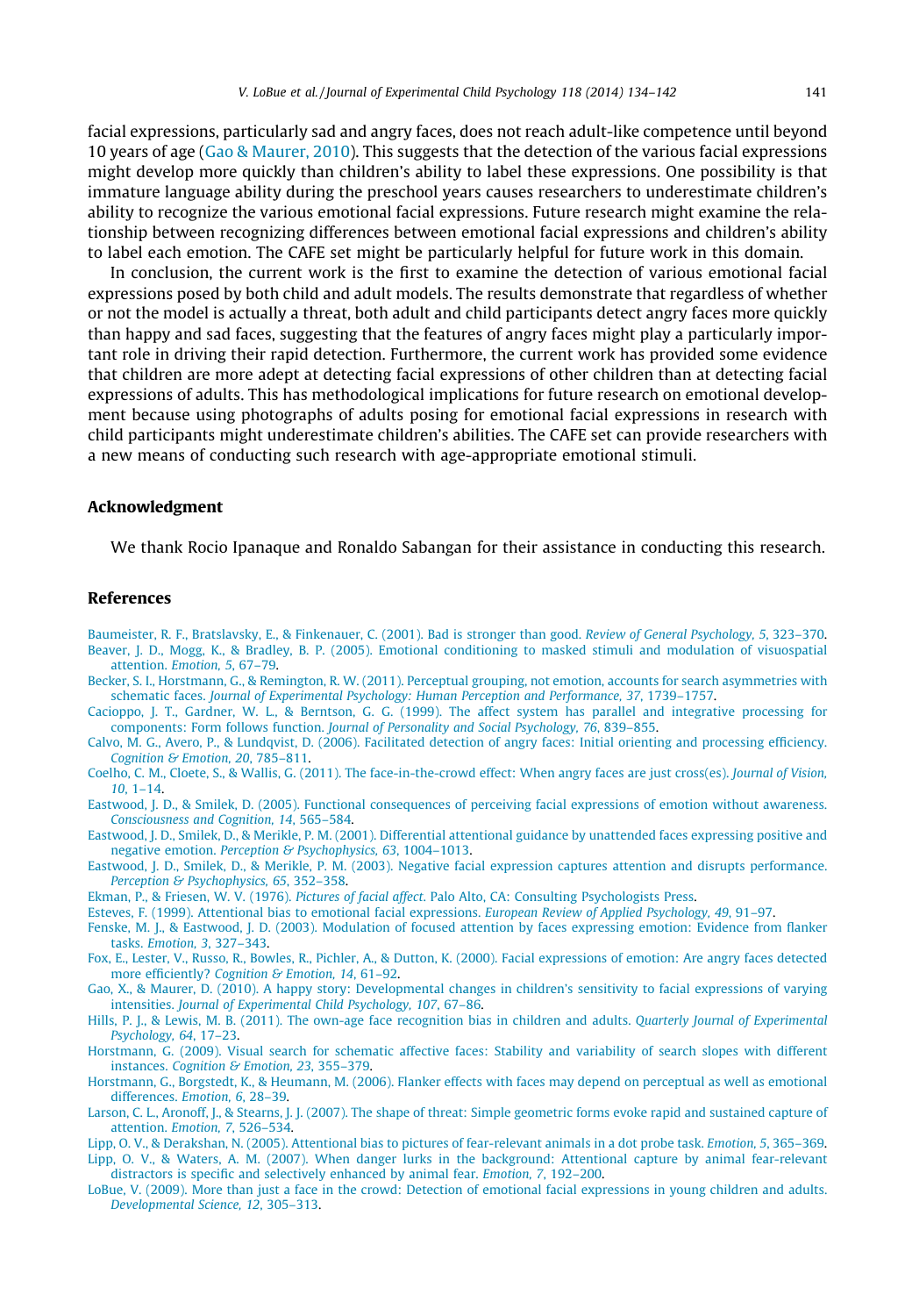facial expressions, particularly sad and angry faces, does not reach adult-like competence until beyond 10 years of age (Gao & Maurer, 2010). This suggests that the detection of the various facial expressions might develop more quickly than children's ability to label these expressions. One possibility is that immature language ability during the preschool years causes researchers to underestimate children's ability to recognize the various emotional facial expressions. Future research might examine the relationship between recognizing differences between emotional facial expressions and children's ability to label each emotion. The CAFE set might be particularly helpful for future work in this domain.

In conclusion, the current work is the first to examine the detection of various emotional facial expressions posed by both child and adult models. The results demonstrate that regardless of whether or not the model is actually a threat, both adult and child participants detect angry faces more quickly than happy and sad faces, suggesting that the features of angry faces might play a particularly important role in driving their rapid detection. Furthermore, the current work has provided some evidence that children are more adept at detecting facial expressions of other children than at detecting facial expressions of adults. This has methodological implications for future research on emotional development because using photographs of adults posing for emotional facial expressions in research with child participants might underestimate children's abilities. The CAFE set can provide researchers with a new means of conducting such research with age-appropriate emotional stimuli.

## Acknowledgment

We thank Rocio Ipanaque and Ronaldo Sabangan for their assistance in conducting this research.

## References

Baumeister, R. F., Bratslavsky, E., & Finkenauer, C. (2001). Bad is stronger than good. *Review of General Psychology, 5*, 323–370.

Beaver, J. D., Mogg, K., & Bradley, B. P. (2005). Emotional conditioning to masked stimuli and modulation of visuospatial attention. *Emotion, 5*, 67–79.

Becker, S. I., Horstmann, G., & Remington, R. W. (2011). Perceptual grouping, not emotion, accounts for search asymmetries with schematic faces. *Journal of Experimental Psychology: Human Perception and Performance, 37*, 1739–1757.

Cacioppo, J. T., Gardner, W. L., & Berntson, G. G. (1999). The affect system has parallel and integrative processing for components: Form follows function. *Journal of Personality and Social Psychology, 76*, 839–855.

Calvo, M. G., Avero, P., & Lundqvist, D. (2006). Facilitated detection of angry faces: Initial orienting and processing efficiency. *Cognition & Emotion, 20*, 785–811.

Coelho, C. M., Cloete, S., & Wallis, G. (2011). The face-in-the-crowd effect: When angry faces are just cross(es). *Journal of Vision, 10*, 1–14.

Eastwood, J. D., & Smilek, D. (2005). Functional consequences of perceiving facial expressions of emotion without awareness. *Consciousness and Cognition, 14*, 565–584.

Eastwood, J. D., Smilek, D., & Merikle, P. M. (2001). Differential attentional guidance by unattended faces expressing positive and negative emotion. *Perception & Psychophysics, 63*, 1004–1013.

Eastwood, J. D., Smilek, D., & Merikle, P. M. (2003). Negative facial expression captures attention and disrupts performance. *Perception & Psychophysics, 65*, 352–358.

Ekman, P., & Friesen, W. V. (1976). *Pictures of facial affect*. Palo Alto, CA: Consulting Psychologists Press.

Esteves, F. (1999). Attentional bias to emotional facial expressions. *European Review of Applied Psychology, 49*, 91–97.

Fenske, M. J., & Eastwood, J. D. (2003). Modulation of focused attention by faces expressing emotion: Evidence from flanker tasks. *Emotion, 3*, 327–343.

Fox, E., Lester, V., Russo, R., Bowles, R., Pichler, A., & Dutton, K. (2000). Facial expressions of emotion: Are angry faces detected more efficiently? *Cognition & Emotion, 14*, 61–92.

Gao, X., & Maurer, D. (2010). A happy story: Developmental changes in children's sensitivity to facial expressions of varying intensities. *Journal of Experimental Child Psychology, 107*, 67–86.

Hills, P. J., & Lewis, M. B. (2011). The own-age face recognition bias in children and adults. *Quarterly Journal of Experimental Psychology, 64*, 17–23.

Horstmann, G. (2009). Visual search for schematic affective faces: Stability and variability of search slopes with different instances. *Cognition & Emotion, 23*, 355–379.

Horstmann, G., Borgstedt, K., & Heumann, M. (2006). Flanker effects with faces may depend on perceptual as well as emotional differences. *Emotion, 6*, 28–39.

Larson, C. L., Aronoff, J., & Stearns, J. J. (2007). The shape of threat: Simple geometric forms evoke rapid and sustained capture of attention. *Emotion, 7*, 526–534.

Lipp, O. V., & Derakshan, N. (2005). Attentional bias to pictures of fear-relevant animals in a dot probe task. *Emotion, 5*, 365–369.

Lipp, O. V., & Waters, A. M. (2007). When danger lurks in the background: Attentional capture by animal fear-relevant distractors is specific and selectively enhanced by animal fear. *Emotion, 7*, 192–200.

LoBue, V. (2009). More than just a face in the crowd: Detection of emotional facial expressions in young children and adults. *Developmental Science, 12*, 305–313.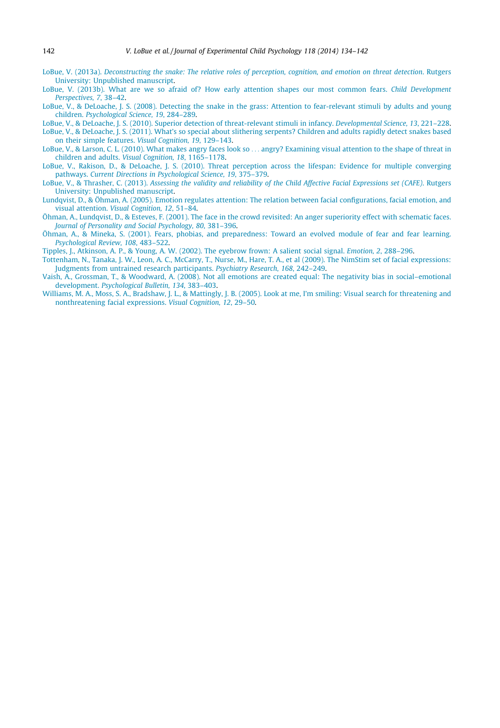LoBue, V. (2013a). *Deconstructing the snake: The relative roles of perception, cognition, and emotion on threat detection*. Rutgers University: Unpublished manuscript.

LoBue, V. (2013b). What are we so afraid of? How early attention shapes our most common fears. *Child Development Perspectives, 7*, 38–42.

LoBue, V., & DeLoache, J. S. (2008). Detecting the snake in the grass: Attention to fear-relevant stimuli by adults and young children. *Psychological Science, 19*, 284–289.

LoBue, V., & DeLoache, J. S. (2010). Superior detection of threat-relevant stimuli in infancy. *Developmental Science, 13*, 221–228.

LoBue, V., & DeLoache, J. S. (2011). What's so special about slithering serpents? Children and adults rapidly detect snakes based on their simple features. *Visual Cognition, 19*, 129–143.

LoBue, V., & Larson, C. L. (2010). What makes angry faces look so . . . angry? Examining visual attention to the shape of threat in children and adults. *Visual Cognition, 18*, 1165–1178.

LoBue, V., Rakison, D., & DeLoache, J. S. (2010). Threat perception across the lifespan: Evidence for multiple converging pathways. *Current Directions in Psychological Science, 19*, 375–379.

LoBue, V., & Thrasher, C. (2013). *Assessing the validity and reliability of the Child Affective Facial Expressions set (CAFE)*. Rutgers University: Unpublished manuscript.

Lundqvist, D., & Öhman, A. (2005). Emotion regulates attention: The relation between facial configurations, facial emotion, and visual attention. *Visual Cognition, 12*, 51–84.

Öhman, A., Lundqvist, D., & Esteves, F. (2001). The face in the crowd revisited: An anger superiority effect with schematic faces. *Journal of Personality and Social Psychology, 80*, 381–396.

Öhman, A., & Mineka, S. (2001). Fears, phobias, and preparedness: Toward an evolved module of fear and fear learning. *Psychological Review, 108*, 483–522.

Tipples, J., Atkinson, A. P., & Young, A. W. (2002). The eyebrow frown: A salient social signal. *Emotion, 2*, 288–296.

Tottenham, N., Tanaka, J. W., Leon, A. C., McCarry, T., Nurse, M., Hare, T. A., et al (2009). The NimStim set of facial expressions: Judgments from untrained research participants. *Psychiatry Research, 168*, 242–249.

Vaish, A., Grossman, T., & Woodward, A. (2008). Not all emotions are created equal: The negativity bias in social–emotional development. *Psychological Bulletin, 134*, 383–403.

Williams, M. A., Moss, S. A., Bradshaw, J. L., & Mattingly, J. B. (2005). Look at me, I'm smiling: Visual search for threatening and nonthreatening facial expressions. *Visual Cognition, 12*, 29–50.